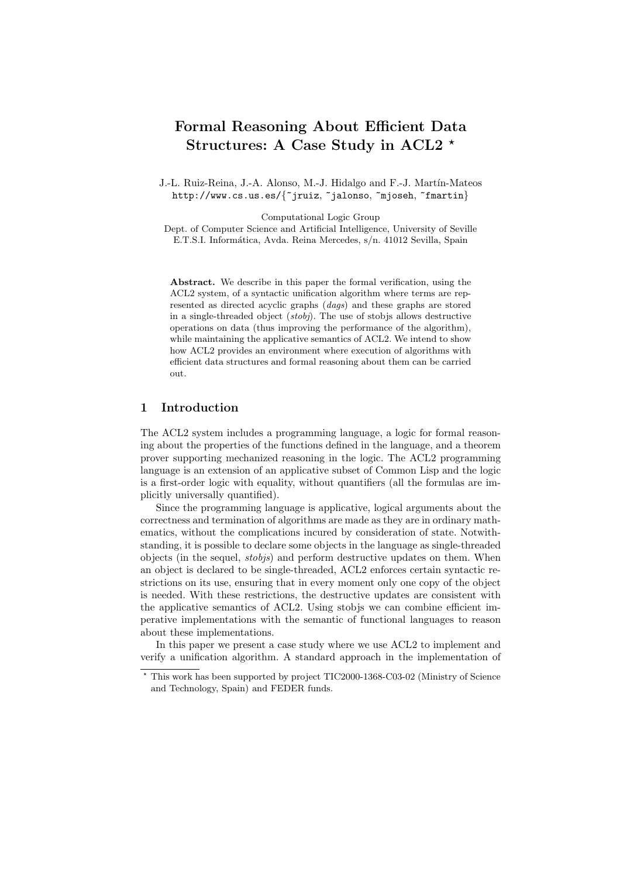# Formal Reasoning About Efficient Data Structures: A Case Study in ACL2 [⋆]

J.-L. Ruiz-Reina, J.-A. Alonso, M.-J. Hidalgo and F.-J. Martín-Mateos
http://www.cs.us.es/{~jruiz, ~jalonso, ~mjoseh, ~fmartin}

Computational Logic Group
Dept. of Computer Science and Artificial Intelligence, University of Seville
E.T.S.I. Informática, Avda. Reina Mercedes, s/n. 41012 Sevilla, Spain

**Abstract.** We describe in this paper the formal verification, using the ACL2 system, of a syntactic unification algorithm where terms are represented as directed acyclic graphs (*dags*) and these graphs are stored in a single-threaded object (*stobj*). The use of stobjs allows destructive operations on data (thus improving the performance of the algorithm), while maintaining the applicative semantics of ACL2. We intend to show how ACL2 provides an environment where execution of algorithms with efficient data structures and formal reasoning about them can be carried out.

## 1 Introduction

The ACL2 system includes a programming language, a logic for formal reasoning about the properties of the functions defined in the language, and a theorem prover supporting mechanized reasoning in the logic. The ACL2 programming language is an extension of an applicative subset of Common Lisp and the logic is a first-order logic with equality, without quantifiers (all the formulas are implicitly universally quantified).

Since the programming language is applicative, logical arguments about the correctness and termination of algorithms are made as they are in ordinary mathematics, without the complications incured by consideration of state. Notwithstanding, it is possible to declare some objects in the language as single-threaded objects (in the sequel, *stobjs*) and perform destructive updates on them. When an object is declared to be single-threaded, ACL2 enforces certain syntactic restrictions on its use, ensuring that in every moment only one copy of the object is needed. With these restrictions, the destructive updates are consistent with the applicative semantics of ACL2. Using stobjs we can combine efficient imperative implementations with the semantic of functional languages to reason about these implementations.

In this paper we present a case study where we use ACL2 to implement and verify a unification algorithm. A standard approach in the implementation of

[⋆] This work has been supported by project TIC2000-1368-C03-02 (Ministry of Science and Technology, Spain) and FEDER funds.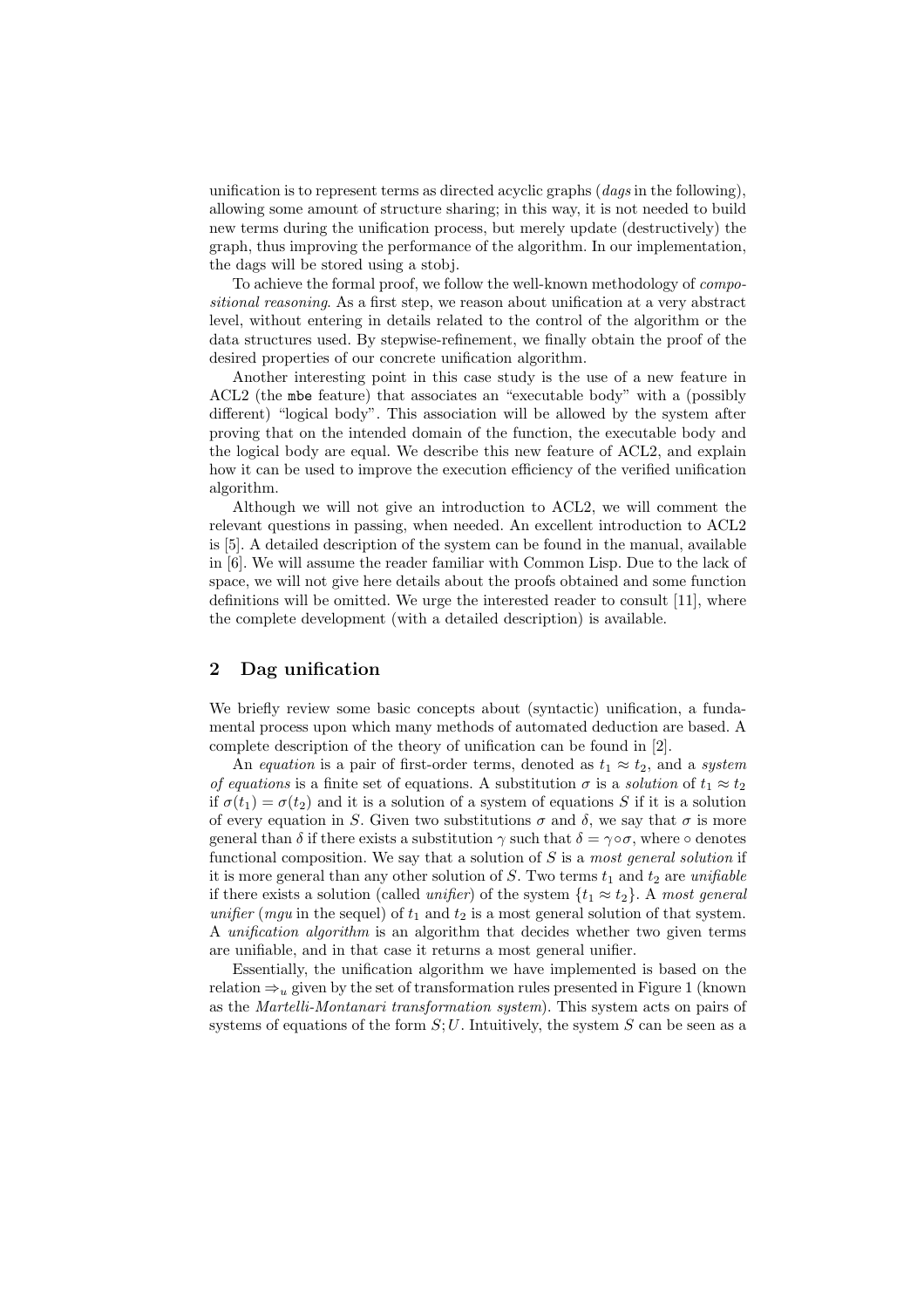unification is to represent terms as directed acyclic graphs (*dags* in the following), allowing some amount of structure sharing; in this way, it is not needed to build new terms during the unification process, but merely update (destructively) the graph, thus improving the performance of the algorithm. In our implementation, the dags will be stored using a stobj.

To achieve the formal proof, we follow the well-known methodology of *compositional reasoning*. As a first step, we reason about unification at a very abstract level, without entering in details related to the control of the algorithm or the data structures used. By stepwise-refinement, we finally obtain the proof of the desired properties of our concrete unification algorithm.

Another interesting point in this case study is the use of a new feature in ACL2 (the `mbe` feature) that associates an "executable body" with a (possibly different) "logical body". This association will be allowed by the system after proving that on the intended domain of the function, the executable body and the logical body are equal. We describe this new feature of ACL2, and explain how it can be used to improve the execution efficiency of the verified unification algorithm.

Although we will not give an introduction to ACL2, we will comment the relevant questions in passing, when needed. An excellent introduction to ACL2 is [5]. A detailed description of the system can be found in the manual, available in [6]. We will assume the reader familiar with Common Lisp. Due to the lack of space, we will not give here details about the proofs obtained and some function definitions will be omitted. We urge the interested reader to consult [11], where the complete development (with a detailed description) is available.

## 2 Dag unification

We briefly review some basic concepts about (syntactic) unification, a fundamental process upon which many methods of automated deduction are based. A complete description of the theory of unification can be found in [2].

An *equation* is a pair of first-order terms, denoted as $t_1 \approx t_2$, and a *system of equations* is a finite set of equations. A substitution $\sigma$ is a *solution* of $t_1 \approx t_2$ if $\sigma(t_1) = \sigma(t_2)$ and it is a solution of a system of equations $S$ if it is a solution of every equation in $S$. Given two substitutions $\sigma$ and $\delta$, we say that $\sigma$ is more general than $\delta$ if there exists a substitution $\gamma$ such that $\delta = \gamma \circ \sigma$, where $\circ$ denotes functional composition. We say that a solution of $S$ is a *most general solution* if it is more general than any other solution of $S$. Two terms $t_1$ and $t_2$ are *unifiable* if there exists a solution (called *unifier*) of the system $\{t_1 \approx t_2\}$. A *most general unifier* (*mgu* in the sequel) of $t_1$ and $t_2$ is a most general solution of that system. A *unification algorithm* is an algorithm that decides whether two given terms are unifiable, and in that case it returns a most general unifier.

Essentially, the unification algorithm we have implemented is based on the relation $\Rightarrow_u$ given by the set of transformation rules presented in Figure 1 (known as the *Martelli-Montanari transformation system*). This system acts on pairs of systems of equations of the form $S; U$. Intuitively, the system $S$ can be seen as a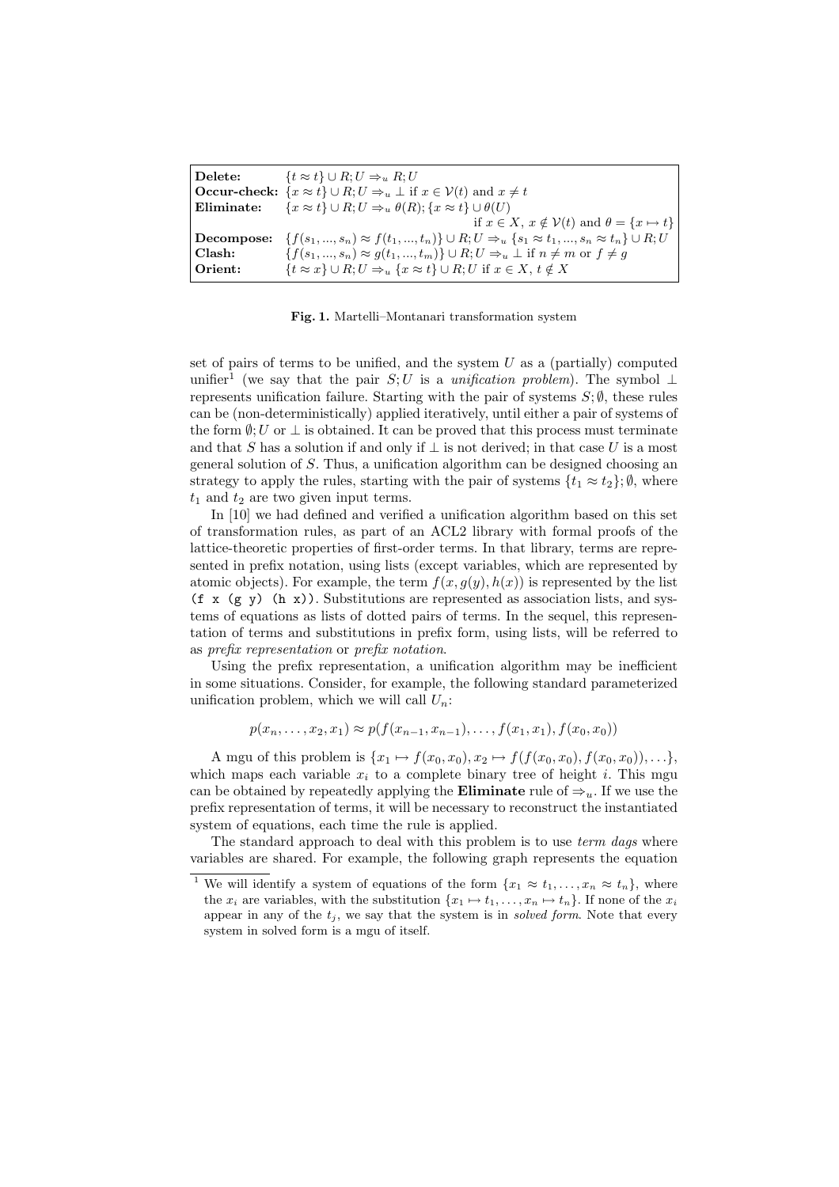| | |
|---|---|
| **Delete:** | $\{t \approx t\} \cup R; U \Rightarrow_u R; U$ |
| **Occur-check:** | $\{x \approx t\} \cup R; U \Rightarrow_u \bot$ if $x \in \mathcal{V}(t)$ and $x \neq t$ |
| **Eliminate:** | $\{x \approx t\} \cup R; U \Rightarrow_u \theta(R); \{x \approx t\} \cup \theta(U)$ if $x \in X$, $x \notin \mathcal{V}(t)$ and $\theta = \{x \mapsto t\}$ |
| **Decompose:** | $\{f(s_1, ..., s_n) \approx f(t_1, ..., t_n)\} \cup R; U \Rightarrow_u \{s_1 \approx t_1, ..., s_n \approx t_n\} \cup R; U$ |
| **Clash:** | $\{f(s_1, ..., s_n) \approx g(t_1, ..., t_m)\} \cup R; U \Rightarrow_u \bot$ if $n \neq m$ or $f \neq g$ |
| **Orient:** | $\{t \approx x\} \cup R; U \Rightarrow_u \{x \approx t\} \cup R; U$ if $x \in X$, $t \notin X$ |

**Fig. 1.** Martelli–Montanari transformation system

set of pairs of terms to be unified, and the system $U$ as a (partially) computed unifier[1] (we say that the pair $S; U$ is a *unification problem*). The symbol $\bot$ represents unification failure. Starting with the pair of systems $S; \emptyset$, these rules can be (non-deterministically) applied iteratively, until either a pair of systems of the form $\emptyset; U$ or $\bot$ is obtained. It can be proved that this process must terminate and that $S$ has a solution if and only if $\bot$ is not derived; in that case $U$ is a most general solution of $S$. Thus, a unification algorithm can be designed choosing an strategy to apply the rules, starting with the pair of systems $\{t_1 \approx t_2\}; \emptyset$, where $t_1$ and $t_2$ are two given input terms.

In [10] we had defined and verified a unification algorithm based on this set of transformation rules, as part of an ACL2 library with formal proofs of the lattice-theoretic properties of first-order terms. In that library, terms are represented in prefix notation, using lists (except variables, which are represented by atomic objects). For example, the term $f(x, g(y), h(x))$ is represented by the list `(f x (g y) (h x))`. Substitutions are represented as association lists, and systems of equations as lists of dotted pairs of terms. In the sequel, this representation of terms and substitutions in prefix form, using lists, will be referred to as *prefix representation* or *prefix notation*.

Using the prefix representation, a unification algorithm may be inefficient in some situations. Consider, for example, the following standard parameterized unification problem, which we will call $U_n$:

$$p(x_n, \ldots, x_2, x_1) \approx p(f(x_{n-1}, x_{n-1}), \ldots, f(x_1, x_1), f(x_0, x_0))$$

A mgu of this problem is $\{x_1 \mapsto f(x_0, x_0), x_2 \mapsto f(f(x_0, x_0), f(x_0, x_0)), \ldots\}$, which maps each variable $x_i$ to a complete binary tree of height $i$. This mgu can be obtained by repeatedly applying the **Eliminate** rule of $\Rightarrow_u$. If we use the prefix representation of terms, it will be necessary to reconstruct the instantiated system of equations, each time the rule is applied.

The standard approach to deal with this problem is to use *term dags* where variables are shared. For example, the following graph represents the equation

[1] We will identify a system of equations of the form $\{x_1 \approx t_1, \ldots, x_n \approx t_n\}$, where the $x_i$ are variables, with the substitution $\{x_1 \mapsto t_1, \ldots, x_n \mapsto t_n\}$. If none of the $x_i$ appear in any of the $t_j$, we say that the system is in *solved form*. Note that every system in solved form is a mgu of itself.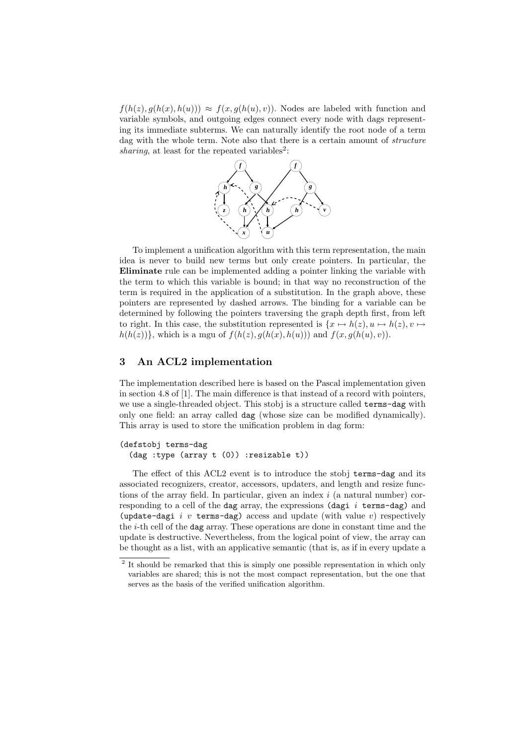$f(h(z), g(h(x), h(u))) \approx f(x, g(h(u), v))$. Nodes are labeled with function and variable symbols, and outgoing edges connect every node with dags representing its immediate subterms. We can naturally identify the root node of a term dag with the whole term. Note also that there is a certain amount of *structure sharing*, at least for the repeated variables[2]:

To implement a unification algorithm with this term representation, the main idea is never to build new terms but only create pointers. In particular, the **Eliminate** rule can be implemented adding a pointer linking the variable with the term to which this variable is bound; in that way no reconstruction of the term is required in the application of a substitution. In the graph above, these pointers are represented by dashed arrows. The binding for a variable can be determined by following the pointers traversing the graph depth first, from left to right. In this case, the substitution represented is $\{x \mapsto h(z), u \mapsto h(z), v \mapsto h(h(z))\}$, which is a mgu of $f(h(z), g(h(x), h(u)))$ and $f(x, g(h(u), v))$.

## 3 An ACL2 implementation

The implementation described here is based on the Pascal implementation given in section 4.8 of [1]. The main difference is that instead of a record with pointers, we use a single-threaded object. This stobj is a structure called `terms-dag` with only one field: an array called `dag` (whose size can be modified dynamically). This array is used to store the unification problem in dag form:

```
(defstobj terms-dag
  (dag :type (array t (0)) :resizable t))
```

The effect of this ACL2 event is to introduce the stobj `terms-dag` and its associated recognizers, creator, accessors, updaters, and length and resize functions of the array field. In particular, given an index $i$ (a natural number) corresponding to a cell of the `dag` array, the expressions `(dagi` $i$ `terms-dag)` and `(update-dagi` $i$ $v$ `terms-dag)` access and update (with value $v$) respectively the $i$-th cell of the `dag` array. These operations are done in constant time and the update is destructive. Nevertheless, from the logical point of view, the array can be thought as a list, with an applicative semantic (that is, as if in every update a

[2] It should be remarked that this is simply one possible representation in which only variables are shared; this is not the most compact representation, but the one that serves as the basis of the verified unification algorithm.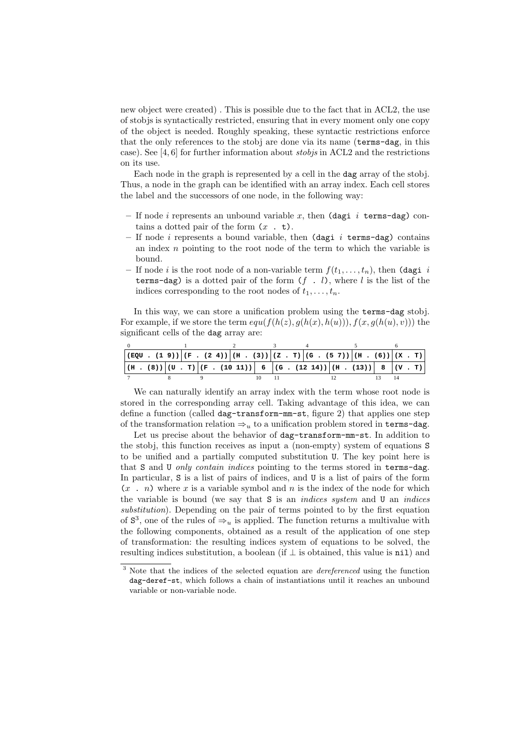new object were created) . This is possible due to the fact that in ACL2, the use of stobjs is syntactically restricted, ensuring that in every moment only one copy of the object is needed. Roughly speaking, these syntactic restrictions enforce that the only references to the stobj are done via its name (`terms-dag`, in this case). See [4, 6] for further information about *stobjs* in ACL2 and the restrictions on its use.

Each node in the graph is represented by a cell in the `dag` array of the stobj. Thus, a node in the graph can be identified with an array index. Each cell stores the label and the successors of one node, in the following way:

- If node $i$ represents an unbound variable $x$, then `(dagi` $i$ `terms-dag)` contains a dotted pair of the form `(`$x$ `. t)`.
- If node $i$ represents a bound variable, then `(dagi` $i$ `terms-dag)` contains an index $n$ pointing to the root node of the term to which the variable is bound.
- If node $i$ is the root node of a non-variable term $f(t_1, \ldots, t_n)$, then `(dagi` $i$ `terms-dag)` is a dotted pair of the form `(`$f$ `.` $l$`)`, where $l$ is the list of the indices corresponding to the root nodes of $t_1, \ldots, t_n$.

In this way, we can store a unification problem using the `terms-dag` stobj. For example, if we store the term $equ(f(h(z), g(h(x), h(u))), f(x, g(h(u), v)))$ the significant cells of the `dag` array are:

| 0 | 1 | 2 | 3 | 4 | 5 | 6 |
|---|---|---|---|---|---|---|
| (EQU . (1 9)) | (F . (2 4)) | (H . (3)) | (Z . T) | (G . (5 7)) | (H . (6)) | (X . T) |

| 7 | 8 | 9 | 10 | 11 | 12 | 13 | 14 |
|---|---|---|---|---|---|---|---|
| (H . (8)) | (U . T) | (F . (10 11)) | 6 | (G . (12 14)) | (H . (13)) | 8 | (V . T) |

We can naturally identify an array index with the term whose root node is stored in the corresponding array cell. Taking advantage of this idea, we can define a function (called `dag-transform-mm-st`, figure 2) that applies one step of the transformation relation $\Rightarrow_u$ to a unification problem stored in `terms-dag`.

Let us precise about the behavior of `dag-transform-mm-st`. In addition to the stobj, this function receives as input a (non-empty) system of equations `S` to be unified and a partially computed substitution `U`. The key point here is that `S` and `U` *only contain indices* pointing to the terms stored in `terms-dag`. In particular, `S` is a list of pairs of indices, and `U` is a list of pairs of the form `(`$x$ `.` $n$`)` where $x$ is a variable symbol and $n$ is the index of the node for which the variable is bound (we say that `S` is an *indices system* and `U` an *indices substitution*). Depending on the pair of terms pointed to by the first equation of `S`[3], one of the rules of $\Rightarrow_u$ is applied. The function returns a multivalue with the following components, obtained as a result of the application of one step of transformation: the resulting indices system of equations to be solved, the resulting indices substitution, a boolean (if $\perp$ is obtained, this value is `nil`) and

[3] Note that the indices of the selected equation are *dereferenced* using the function `dag-deref-st`, which follows a chain of instantiations until it reaches an unbound variable or non-variable node.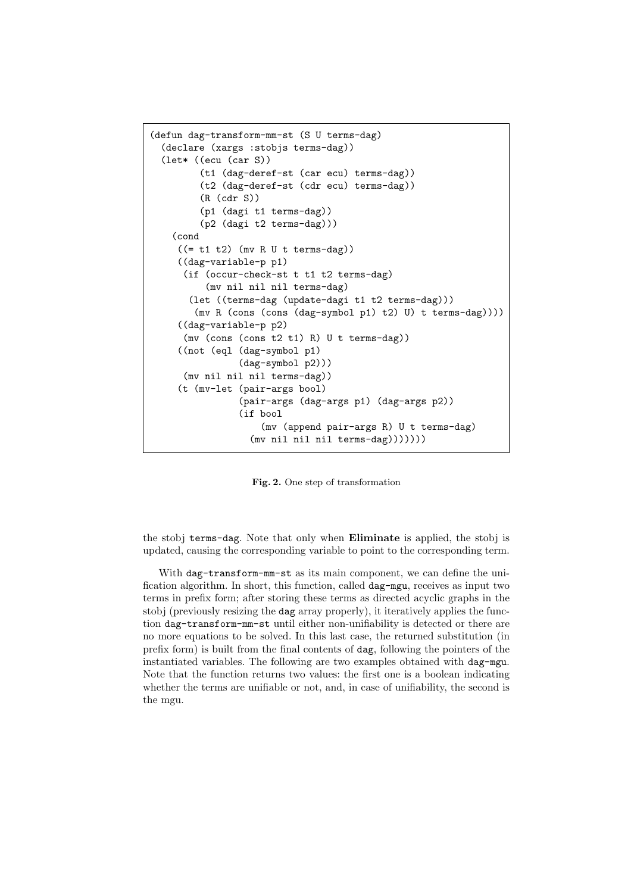```
(defun dag-transform-mm-st (S U terms-dag)
  (declare (xargs :stobjs terms-dag))
  (let* ((ecu (car S))
         (t1 (dag-deref-st (car ecu) terms-dag))
         (t2 (dag-deref-st (cdr ecu) terms-dag))
         (R (cdr S))
         (p1 (dagi t1 terms-dag))
         (p2 (dagi t2 terms-dag)))
    (cond
     ((= t1 t2) (mv R U t terms-dag))
     ((dag-variable-p p1)
      (if (occur-check-st t t1 t2 terms-dag)
          (mv nil nil nil terms-dag)
       (let ((terms-dag (update-dagi t1 t2 terms-dag)))
         (mv R (cons (cons (dag-symbol p1) t2) U) t terms-dag))))
     ((dag-variable-p p2)
      (mv (cons (cons t2 t1) R) U t terms-dag))
     ((not (eql (dag-symbol p1)
                (dag-symbol p2)))
      (mv nil nil nil terms-dag))
     (t (mv-let (pair-args bool)
                (pair-args (dag-args p1) (dag-args p2))
                (if bool
                    (mv (append pair-args R) U t terms-dag)
                  (mv nil nil nil terms-dag)))))))
```

**Fig. 2.** One step of transformation

the stobj `terms-dag`. Note that only when **Eliminate** is applied, the stobj is updated, causing the corresponding variable to point to the corresponding term.

With `dag-transform-mm-st` as its main component, we can define the unification algorithm. In short, this function, called `dag-mgu`, receives as input two terms in prefix form; after storing these terms as directed acyclic graphs in the stobj (previously resizing the `dag` array properly), it iteratively applies the function `dag-transform-mm-st` until either non-unifiability is detected or there are no more equations to be solved. In this last case, the returned substitution (in prefix form) is built from the final contents of `dag`, following the pointers of the instantiated variables. The following are two examples obtained with `dag-mgu`. Note that the function returns two values: the first one is a boolean indicating whether the terms are unifiable or not, and, in case of unifiability, the second is the mgu.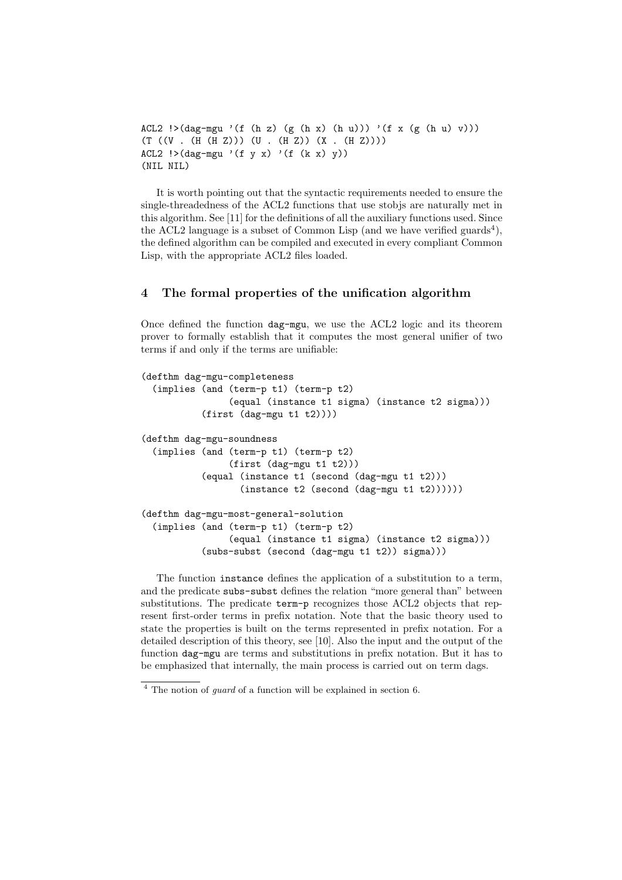```
ACL2 !>(dag-mgu '(f (h z) (g (h x) (h u))) '(f x (g (h u) v)))
(T ((V . (H (H Z))) (U . (H Z)) (X . (H Z))))
ACL2 !>(dag-mgu '(f y x) '(f (k x) y))
(NIL NIL)
```

It is worth pointing out that the syntactic requirements needed to ensure the single-threadedness of the ACL2 functions that use stobjs are naturally met in this algorithm. See [11] for the definitions of all the auxiliary functions used. Since the ACL2 language is a subset of Common Lisp (and we have verified guards[4]), the defined algorithm can be compiled and executed in every compliant Common Lisp, with the appropriate ACL2 files loaded.

## 4 The formal properties of the unification algorithm

Once defined the function `dag-mgu`, we use the ACL2 logic and its theorem prover to formally establish that it computes the most general unifier of two terms if and only if the terms are unifiable:

```
(defthm dag-mgu-completeness
  (implies (and (term-p t1) (term-p t2)
                (equal (instance t1 sigma) (instance t2 sigma)))
           (first (dag-mgu t1 t2))))

(defthm dag-mgu-soundness
  (implies (and (term-p t1) (term-p t2)
                (first (dag-mgu t1 t2)))
           (equal (instance t1 (second (dag-mgu t1 t2)))
                  (instance t2 (second (dag-mgu t1 t2))))))

(defthm dag-mgu-most-general-solution
  (implies (and (term-p t1) (term-p t2)
                (equal (instance t1 sigma) (instance t2 sigma)))
           (subs-subst (second (dag-mgu t1 t2)) sigma)))
```

The function `instance` defines the application of a substitution to a term, and the predicate `subs-subst` defines the relation "more general than" between substitutions. The predicate `term-p` recognizes those ACL2 objects that represent first-order terms in prefix notation. Note that the basic theory used to state the properties is built on the terms represented in prefix notation. For a detailed description of this theory, see [10]. Also the input and the output of the function `dag-mgu` are terms and substitutions in prefix notation. But it has to be emphasized that internally, the main process is carried out on term dags.

[4] The notion of *guard* of a function will be explained in section 6.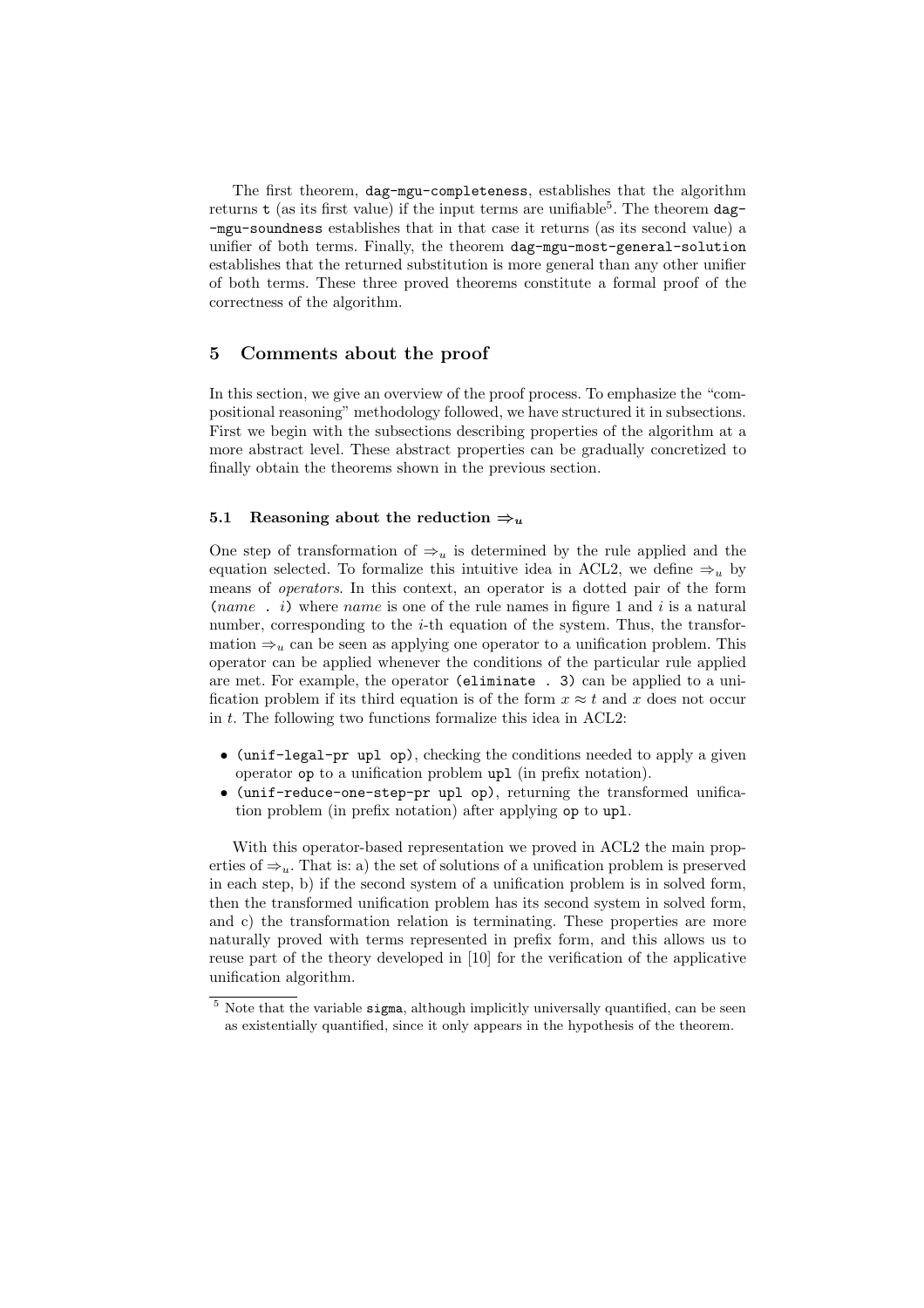The first theorem, `dag-mgu-completeness`, establishes that the algorithm returns `t` (as its first value) if the input terms are unifiable[5]. The theorem `dag--mgu-soundness` establishes that in that case it returns (as its second value) a unifier of both terms. Finally, the theorem `dag-mgu-most-general-solution` establishes that the returned substitution is more general than any other unifier of both terms. These three proved theorems constitute a formal proof of the correctness of the algorithm.

## 5 Comments about the proof

In this section, we give an overview of the proof process. To emphasize the "compositional reasoning" methodology followed, we have structured it in subsections. First we begin with the subsections describing properties of the algorithm at a more abstract level. These abstract properties can be gradually concretized to finally obtain the theorems shown in the previous section.

### 5.1 Reasoning about the reduction $\Rightarrow_u$

One step of transformation of $\Rightarrow_u$ is determined by the rule applied and the equation selected. To formalize this intuitive idea in ACL2, we define $\Rightarrow_u$ by means of *operators*. In this context, an operator is a dotted pair of the form (*name* . *i*) where *name* is one of the rule names in figure 1 and $i$ is a natural number, corresponding to the $i$-th equation of the system. Thus, the transformation $\Rightarrow_u$ can be seen as applying one operator to a unification problem. This operator can be applied whenever the conditions of the particular rule applied are met. For example, the operator `(eliminate . 3)` can be applied to a unification problem if its third equation is of the form $x \approx t$ and $x$ does not occur in $t$. The following two functions formalize this idea in ACL2:

- `(unif-legal-pr upl op)`, checking the conditions needed to apply a given operator `op` to a unification problem `upl` (in prefix notation).
- `(unif-reduce-one-step-pr upl op)`, returning the transformed unification problem (in prefix notation) after applying `op` to `upl`.

With this operator-based representation we proved in ACL2 the main properties of $\Rightarrow_u$. That is: a) the set of solutions of a unification problem is preserved in each step, b) if the second system of a unification problem is in solved form, then the transformed unification problem has its second system in solved form, and c) the transformation relation is terminating. These properties are more naturally proved with terms represented in prefix form, and this allows us to reuse part of the theory developed in [10] for the verification of the applicative unification algorithm.

[5] Note that the variable `sigma`, although implicitly universally quantified, can be seen as existentially quantified, since it only appears in the hypothesis of the theorem.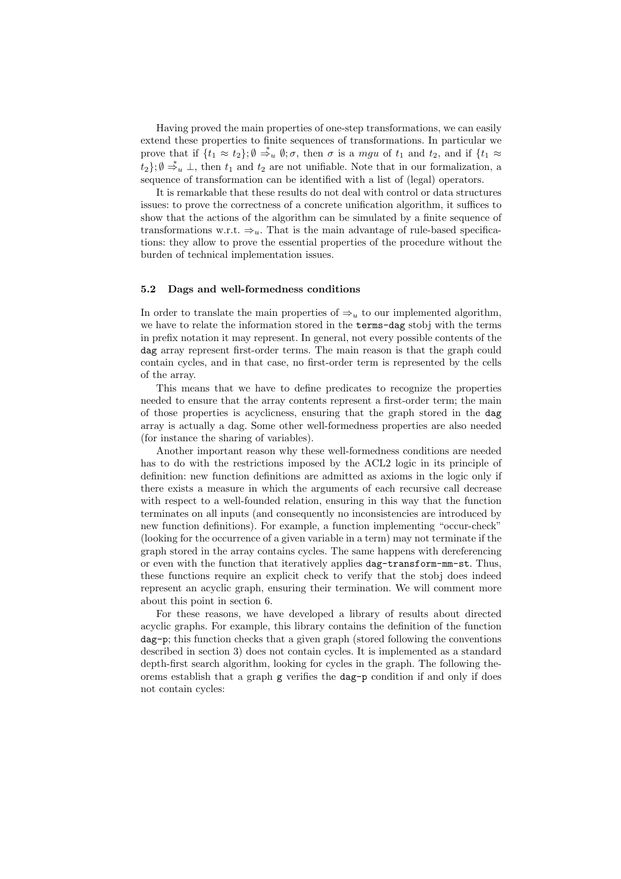Having proved the main properties of one-step transformations, we can easily extend these properties to finite sequences of transformations. In particular we prove that if $\{t_1 \approx t_2\}; \emptyset \stackrel{*}{\Rightarrow}_u \emptyset; \sigma$, then $\sigma$ is a *mgu* of $t_1$ and $t_2$, and if $\{t_1 \approx t_2\}; \emptyset \stackrel{*}{\Rightarrow}_u \bot$, then $t_1$ and $t_2$ are not unifiable. Note that in our formalization, a sequence of transformation can be identified with a list of (legal) operators.

It is remarkable that these results do not deal with control or data structures issues: to prove the correctness of a concrete unification algorithm, it suffices to show that the actions of the algorithm can be simulated by a finite sequence of transformations w.r.t. $\Rightarrow_u$. That is the main advantage of rule-based specifications: they allow to prove the essential properties of the procedure without the burden of technical implementation issues.

### 5.2 Dags and well-formedness conditions

In order to translate the main properties of $\Rightarrow_u$ to our implemented algorithm, we have to relate the information stored in the `terms-dag` stobj with the terms in prefix notation it may represent. In general, not every possible contents of the `dag` array represent first-order terms. The main reason is that the graph could contain cycles, and in that case, no first-order term is represented by the cells of the array.

This means that we have to define predicates to recognize the properties needed to ensure that the array contents represent a first-order term; the main of those properties is acyclicness, ensuring that the graph stored in the `dag` array is actually a dag. Some other well-formedness properties are also needed (for instance the sharing of variables).

Another important reason why these well-formedness conditions are needed has to do with the restrictions imposed by the ACL2 logic in its principle of definition: new function definitions are admitted as axioms in the logic only if there exists a measure in which the arguments of each recursive call decrease with respect to a well-founded relation, ensuring in this way that the function terminates on all inputs (and consequently no inconsistencies are introduced by new function definitions). For example, a function implementing "occur-check" (looking for the occurrence of a given variable in a term) may not terminate if the graph stored in the array contains cycles. The same happens with dereferencing or even with the function that iteratively applies `dag-transform-mm-st`. Thus, these functions require an explicit check to verify that the stobj does indeed represent an acyclic graph, ensuring their termination. We will comment more about this point in section 6.

For these reasons, we have developed a library of results about directed acyclic graphs. For example, this library contains the definition of the function `dag-p`; this function checks that a given graph (stored following the conventions described in section 3) does not contain cycles. It is implemented as a standard depth-first search algorithm, looking for cycles in the graph. The following theorems establish that a graph `g` verifies the `dag-p` condition if and only if does not contain cycles: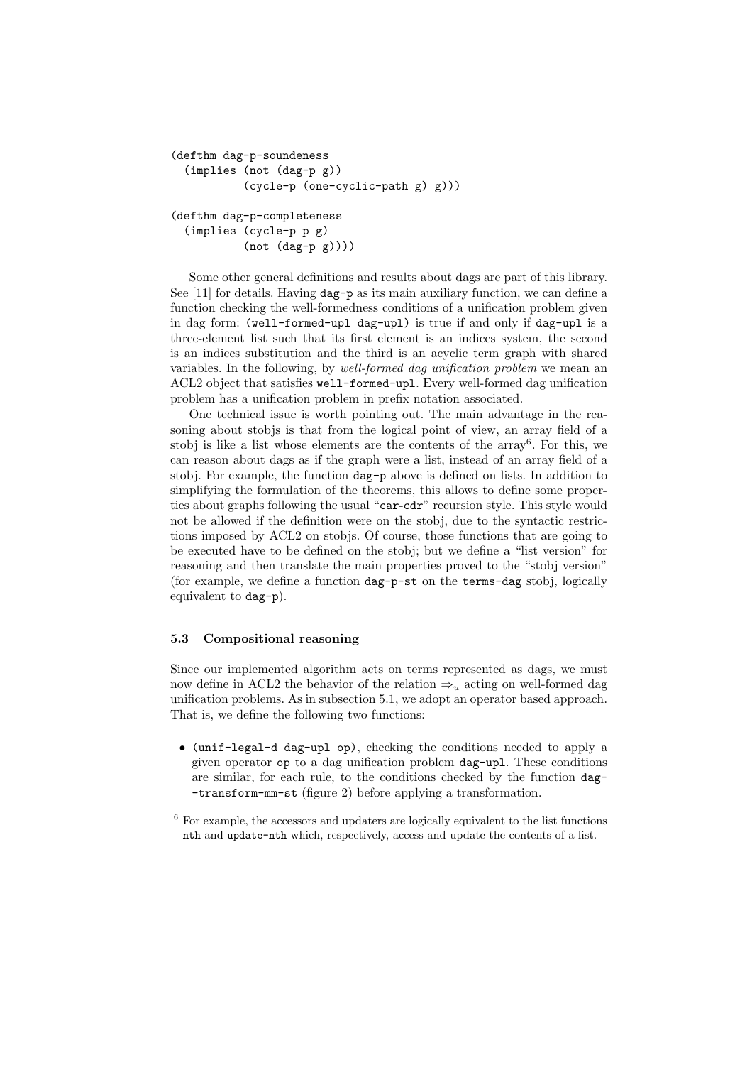```
(defthm dag-p-soundeness
  (implies (not (dag-p g))
           (cycle-p (one-cyclic-path g) g)))

(defthm dag-p-completeness
  (implies (cycle-p p g)
           (not (dag-p g))))
```

Some other general definitions and results about dags are part of this library. See [11] for details. Having `dag-p` as its main auxiliary function, we can define a function checking the well-formedness conditions of a unification problem given in dag form: `(well-formed-upl dag-upl)` is true if and only if `dag-upl` is a three-element list such that its first element is an indices system, the second is an indices substitution and the third is an acyclic term graph with shared variables. In the following, by *well-formed dag unification problem* we mean an ACL2 object that satisfies `well-formed-upl`. Every well-formed dag unification problem has a unification problem in prefix notation associated.

One technical issue is worth pointing out. The main advantage in the reasoning about stobjs is that from the logical point of view, an array field of a stobj is like a list whose elements are the contents of the array[6]. For this, we can reason about dags as if the graph were a list, instead of an array field of a stobj. For example, the function `dag-p` above is defined on lists. In addition to simplifying the formulation of the theorems, this allows to define some properties about graphs following the usual "`car-cdr`" recursion style. This style would not be allowed if the definition were on the stobj, due to the syntactic restrictions imposed by ACL2 on stobjs. Of course, those functions that are going to be executed have to be defined on the stobj; but we define a "list version" for reasoning and then translate the main properties proved to the "stobj version" (for example, we define a function `dag-p-st` on the `terms-dag` stobj, logically equivalent to `dag-p`).

### 5.3 Compositional reasoning

Since our implemented algorithm acts on terms represented as dags, we must now define in ACL2 the behavior of the relation $\Rightarrow_u$ acting on well-formed dag unification problems. As in subsection 5.1, we adopt an operator based approach. That is, we define the following two functions:

- `(unif-legal-d dag-upl op)`, checking the conditions needed to apply a given operator `op` to a dag unification problem `dag-upl`. These conditions are similar, for each rule, to the conditions checked by the function `dag-transform-mm-st` (figure 2) before applying a transformation.

[6] For example, the accessors and updaters are logically equivalent to the list functions `nth` and `update-nth` which, respectively, access and update the contents of a list.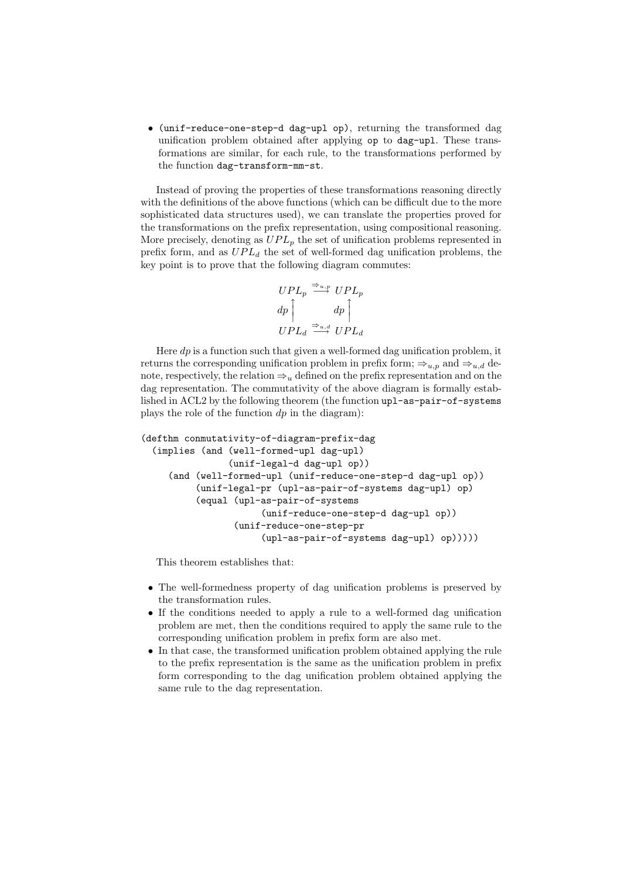- `(unif-reduce-one-step-d dag-upl op)`, returning the transformed dag unification problem obtained after applying `op` to `dag-upl`. These transformations are similar, for each rule, to the transformations performed by the function `dag-transform-mm-st`.

Instead of proving the properties of these transformations reasoning directly with the definitions of the above functions (which can be difficult due to the more sophisticated data structures used), we can translate the properties proved for the transformations on the prefix representation, using compositional reasoning. More precisely, denoting as $UPL_p$ the set of unification problems represented in prefix form, and as $UPL_d$ the set of well-formed dag unification problems, the key point is to prove that the following diagram commutes:

$$
\begin{array}{ccc}
UPL_p & \xrightarrow{\Rightarrow_{u,p}} & UPL_p \\
dp \Big\uparrow & & dp \Big\uparrow \\
UPL_d & \xrightarrow{\Rightarrow_{u,d}} & UPL_d
\end{array}
$$

Here $dp$ is a function such that given a well-formed dag unification problem, it returns the corresponding unification problem in prefix form; $\Rightarrow_{u,p}$ and $\Rightarrow_{u,d}$ denote, respectively, the relation $\Rightarrow_u$ defined on the prefix representation and on the dag representation. The commutativity of the above diagram is formally established in ACL2 by the following theorem (the function `upl-as-pair-of-systems` plays the role of the function $dp$ in the diagram):

```
(defthm conmutativity-of-diagram-prefix-dag
  (implies (and (well-formed-upl dag-upl)
                (unif-legal-d dag-upl op))
     (and (well-formed-upl (unif-reduce-one-step-d dag-upl op))
          (unif-legal-pr (upl-as-pair-of-systems dag-upl) op)
          (equal (upl-as-pair-of-systems
                      (unif-reduce-one-step-d dag-upl op))
                 (unif-reduce-one-step-pr
                      (upl-as-pair-of-systems dag-upl) op)))))
```

This theorem establishes that:

- The well-formedness property of dag unification problems is preserved by the transformation rules.
- If the conditions needed to apply a rule to a well-formed dag unification problem are met, then the conditions required to apply the same rule to the corresponding unification problem in prefix form are also met.
- In that case, the transformed unification problem obtained applying the rule to the prefix representation is the same as the unification problem in prefix form corresponding to the dag unification problem obtained applying the same rule to the dag representation.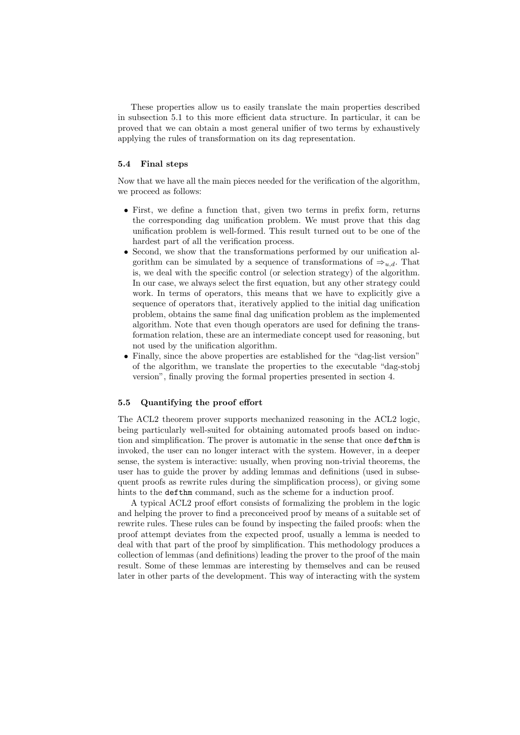These properties allow us to easily translate the main properties described in subsection 5.1 to this more efficient data structure. In particular, it can be proved that we can obtain a most general unifier of two terms by exhaustively applying the rules of transformation on its dag representation.

### 5.4 Final steps

Now that we have all the main pieces needed for the verification of the algorithm, we proceed as follows:

- First, we define a function that, given two terms in prefix form, returns the corresponding dag unification problem. We must prove that this dag unification problem is well-formed. This result turned out to be one of the hardest part of all the verification process.
- Second, we show that the transformations performed by our unification algorithm can be simulated by a sequence of transformations of $\Rightarrow_{u,d}$. That is, we deal with the specific control (or selection strategy) of the algorithm. In our case, we always select the first equation, but any other strategy could work. In terms of operators, this means that we have to explicitly give a sequence of operators that, iteratively applied to the initial dag unification problem, obtains the same final dag unification problem as the implemented algorithm. Note that even though operators are used for defining the transformation relation, these are an intermediate concept used for reasoning, but not used by the unification algorithm.
- Finally, since the above properties are established for the "dag-list version" of the algorithm, we translate the properties to the executable "dag-stobj version", finally proving the formal properties presented in section 4.

### 5.5 Quantifying the proof effort

The ACL2 theorem prover supports mechanized reasoning in the ACL2 logic, being particularly well-suited for obtaining automated proofs based on induction and simplification. The prover is automatic in the sense that once `defthm` is invoked, the user can no longer interact with the system. However, in a deeper sense, the system is interactive: usually, when proving non-trivial theorems, the user has to guide the prover by adding lemmas and definitions (used in subsequent proofs as rewrite rules during the simplification process), or giving some hints to the `defthm` command, such as the scheme for a induction proof.

A typical ACL2 proof effort consists of formalizing the problem in the logic and helping the prover to find a preconceived proof by means of a suitable set of rewrite rules. These rules can be found by inspecting the failed proofs: when the proof attempt deviates from the expected proof, usually a lemma is needed to deal with that part of the proof by simplification. This methodology produces a collection of lemmas (and definitions) leading the prover to the proof of the main result. Some of these lemmas are interesting by themselves and can be reused later in other parts of the development. This way of interacting with the system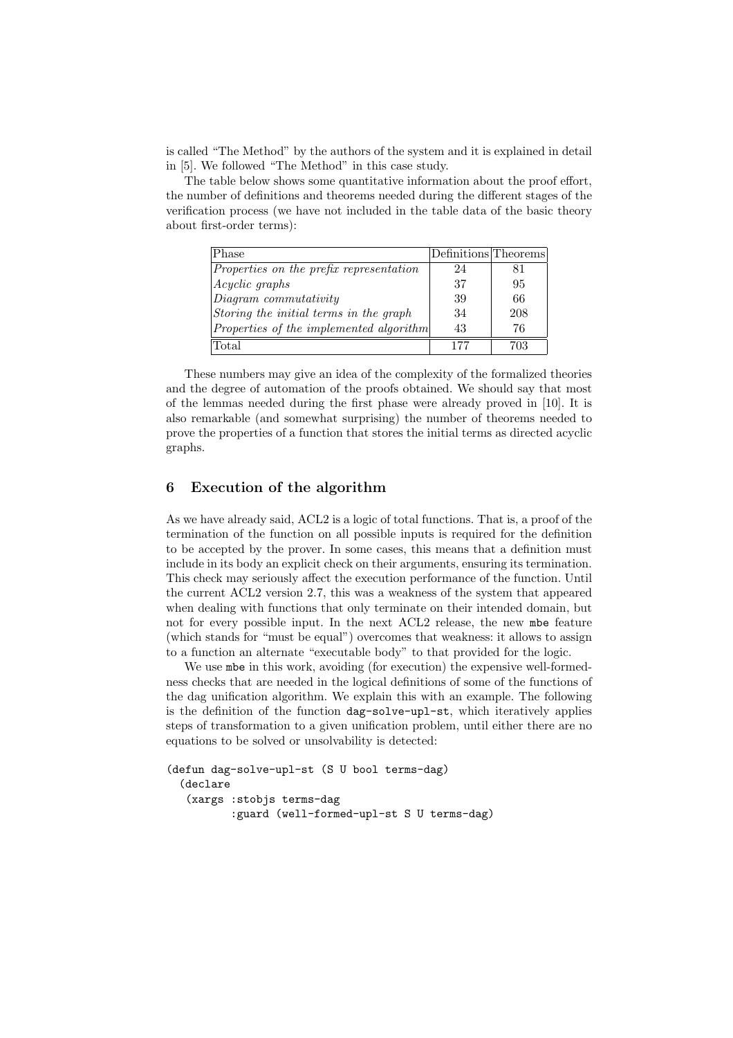is called "The Method" by the authors of the system and it is explained in detail in [5]. We followed "The Method" in this case study.

The table below shows some quantitative information about the proof effort, the number of definitions and theorems needed during the different stages of the verification process (we have not included in the table data of the basic theory about first-order terms):

| Phase | Definitions | Theorems |
|---|---|---|
| *Properties on the prefix representation* | 24 | 81 |
| *Acyclic graphs* | 37 | 95 |
| *Diagram commutativity* | 39 | 66 |
| *Storing the initial terms in the graph* | 34 | 208 |
| *Properties of the implemented algorithm* | 43 | 76 |
| Total | 177 | 703 |

These numbers may give an idea of the complexity of the formalized theories and the degree of automation of the proofs obtained. We should say that most of the lemmas needed during the first phase were already proved in [10]. It is also remarkable (and somewhat surprising) the number of theorems needed to prove the properties of a function that stores the initial terms as directed acyclic graphs.

## 6 Execution of the algorithm

As we have already said, ACL2 is a logic of total functions. That is, a proof of the termination of the function on all possible inputs is required for the definition to be accepted by the prover. In some cases, this means that a definition must include in its body an explicit check on their arguments, ensuring its termination. This check may seriously affect the execution performance of the function. Until the current ACL2 version 2.7, this was a weakness of the system that appeared when dealing with functions that only terminate on their intended domain, but not for every possible input. In the next ACL2 release, the new `mbe` feature (which stands for "must be equal") overcomes that weakness: it allows to assign to a function an alternate "executable body" to that provided for the logic.

We use `mbe` in this work, avoiding (for execution) the expensive well-formedness checks that are needed in the logical definitions of some of the functions of the dag unification algorithm. We explain this with an example. The following is the definition of the function `dag-solve-upl-st`, which iteratively applies steps of transformation to a given unification problem, until either there are no equations to be solved or unsolvability is detected:

```
(defun dag-solve-upl-st (S U bool terms-dag)
  (declare
   (xargs :stobjs terms-dag
          :guard (well-formed-upl-st S U terms-dag)
```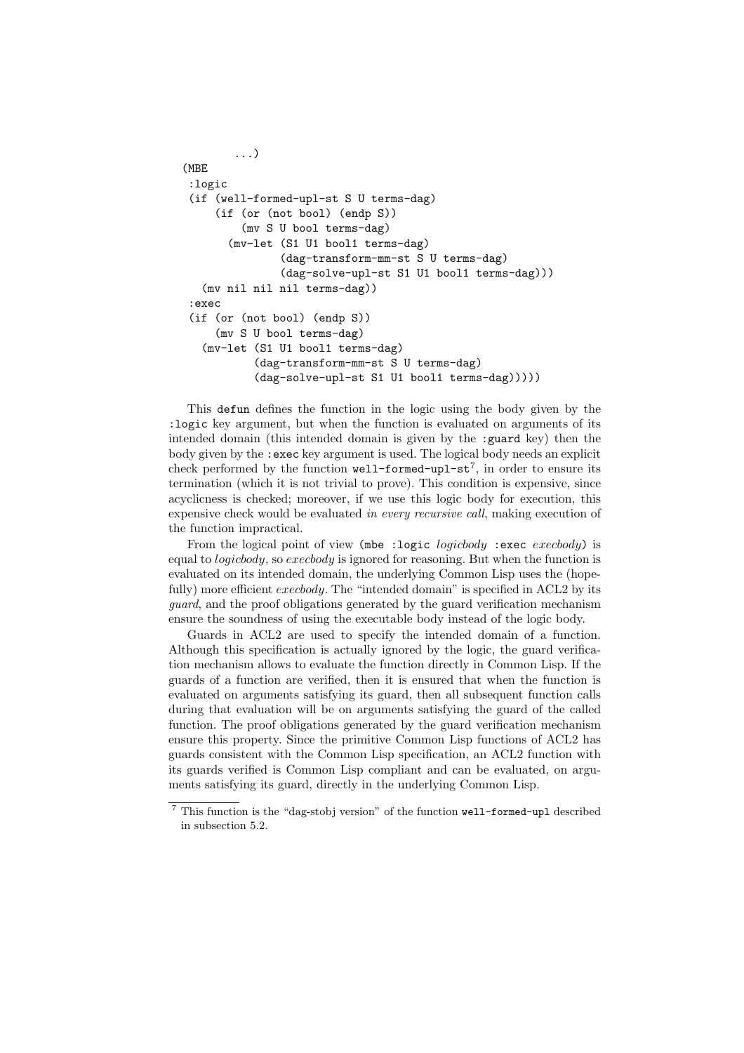```
        ...)
  (MBE
   :logic
   (if (well-formed-upl-st S U terms-dag)
       (if (or (not bool) (endp S))
           (mv S U bool terms-dag)
         (mv-let (S1 U1 bool1 terms-dag)
                 (dag-transform-mm-st S U terms-dag)
                 (dag-solve-upl-st S1 U1 bool1 terms-dag)))
     (mv nil nil nil terms-dag))
   :exec
   (if (or (not bool) (endp S))
       (mv S U bool terms-dag)
     (mv-let (S1 U1 bool1 terms-dag)
             (dag-transform-mm-st S U terms-dag)
             (dag-solve-upl-st S1 U1 bool1 terms-dag)))))
```

This `defun` defines the function in the logic using the body given by the `:logic` key argument, but when the function is evaluated on arguments of its intended domain (this intended domain is given by the `:guard` key) then the body given by the `:exec` key argument is used. The logical body needs an explicit check performed by the function `well-formed-upl-st`[7], in order to ensure its termination (which it is not trivial to prove). This condition is expensive, since acyclicness is checked; moreover, if we use this logic body for execution, this expensive check would be evaluated *in every recursive call*, making execution of the function impractical.

From the logical point of view (`mbe :logic` *logicbody* `:exec` *execbody*) is equal to *logicbody*, so *execbody* is ignored for reasoning. But when the function is evaluated on its intended domain, the underlying Common Lisp uses the (hopefully) more efficient *execbody*. The "intended domain" is specified in ACL2 by its *guard*, and the proof obligations generated by the guard verification mechanism ensure the soundness of using the executable body instead of the logic body.

Guards in ACL2 are used to specify the intended domain of a function. Although this specification is actually ignored by the logic, the guard verification mechanism allows to evaluate the function directly in Common Lisp. If the guards of a function are verified, then it is ensured that when the function is evaluated on arguments satisfying its guard, then all subsequent function calls during that evaluation will be on arguments satisfying the guard of the called function. The proof obligations generated by the guard verification mechanism ensure this property. Since the primitive Common Lisp functions of ACL2 has guards consistent with the Common Lisp specification, an ACL2 function with its guards verified is Common Lisp compliant and can be evaluated, on arguments satisfying its guard, directly in the underlying Common Lisp.

---

[7] This function is the "dag-stobj version" of the function `well-formed-upl` described in subsection 5.2.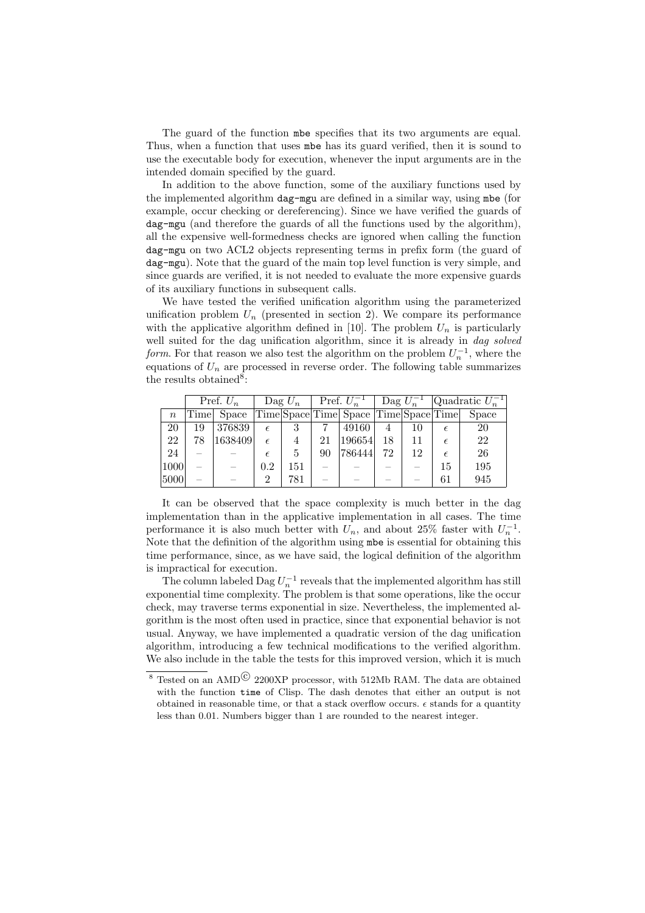The guard of the function `mbe` specifies that its two arguments are equal. Thus, when a function that uses `mbe` has its guard verified, then it is sound to use the executable body for execution, whenever the input arguments are in the intended domain specified by the guard.

In addition to the above function, some of the auxiliary functions used by the implemented algorithm `dag-mgu` are defined in a similar way, using `mbe` (for example, occur checking or dereferencing). Since we have verified the guards of `dag-mgu` (and therefore the guards of all the functions used by the algorithm), all the expensive well-formedness checks are ignored when calling the function `dag-mgu` on two ACL2 objects representing terms in prefix form (the guard of `dag-mgu`). Note that the guard of the main top level function is very simple, and since guards are verified, it is not needed to evaluate the more expensive guards of its auxiliary functions in subsequent calls.

We have tested the verified unification algorithm using the parameterized unification problem $U_n$ (presented in section 2). We compare its performance with the applicative algorithm defined in [10]. The problem $U_n$ is particularly well suited for the dag unification algorithm, since it is already in *dag solved form*. For that reason we also test the algorithm on the problem $U_n^{-1}$, where the equations of $U_n$ are processed in reverse order. The following table summarizes the results obtained[8]:

| | Pref. $U_n$ | | Dag $U_n$ | | Pref. $U_n^{-1}$ | | Dag $U_n^{-1}$ | | Quadratic $U_n^{-1}$ | |
|---|---|---|---|---|---|---|---|---|---|---|
| $n$ | Time | Space | Time | Space | Time | Space | Time | Space | Time | Space |
| 20 | 19 | 376839 | $\epsilon$ | 3 | 7 | 49160 | 4 | 10 | $\epsilon$ | 20 |
| 22 | 78 | 1638409 | $\epsilon$ | 4 | 21 | 196654 | 18 | 11 | $\epsilon$ | 22 |
| 24 | – | – | $\epsilon$ | 5 | 90 | 786444 | 72 | 12 | $\epsilon$ | 26 |
| 1000 | – | – | 0.2 | 151 | – | – | – | – | 15 | 195 |
| 5000 | – | – | 2 | 781 | – | – | – | – | 61 | 945 |

It can be observed that the space complexity is much better in the dag implementation than in the applicative implementation in all cases. The time performance it is also much better with $U_n$, and about 25% faster with $U_n^{-1}$. Note that the definition of the algorithm using `mbe` is essential for obtaining this time performance, since, as we have said, the logical definition of the algorithm is impractical for execution.

The column labeled Dag $U_n^{-1}$ reveals that the implemented algorithm has still exponential time complexity. The problem is that some operations, like the occur check, may traverse terms exponential in size. Nevertheless, the implemented algorithm is the most often used in practice, since that exponential behavior is not usual. Anyway, we have implemented a quadratic version of the dag unification algorithm, introducing a few technical modifications to the verified algorithm. We also include in the table the tests for this improved version, which it is much

[8] Tested on an AMD© 2200XP processor, with 512Mb RAM. The data are obtained with the function `time` of Clisp. The dash denotes that either an output is not obtained in reasonable time, or that a stack overflow occurs. $\epsilon$ stands for a quantity less than 0.01. Numbers bigger than 1 are rounded to the nearest integer.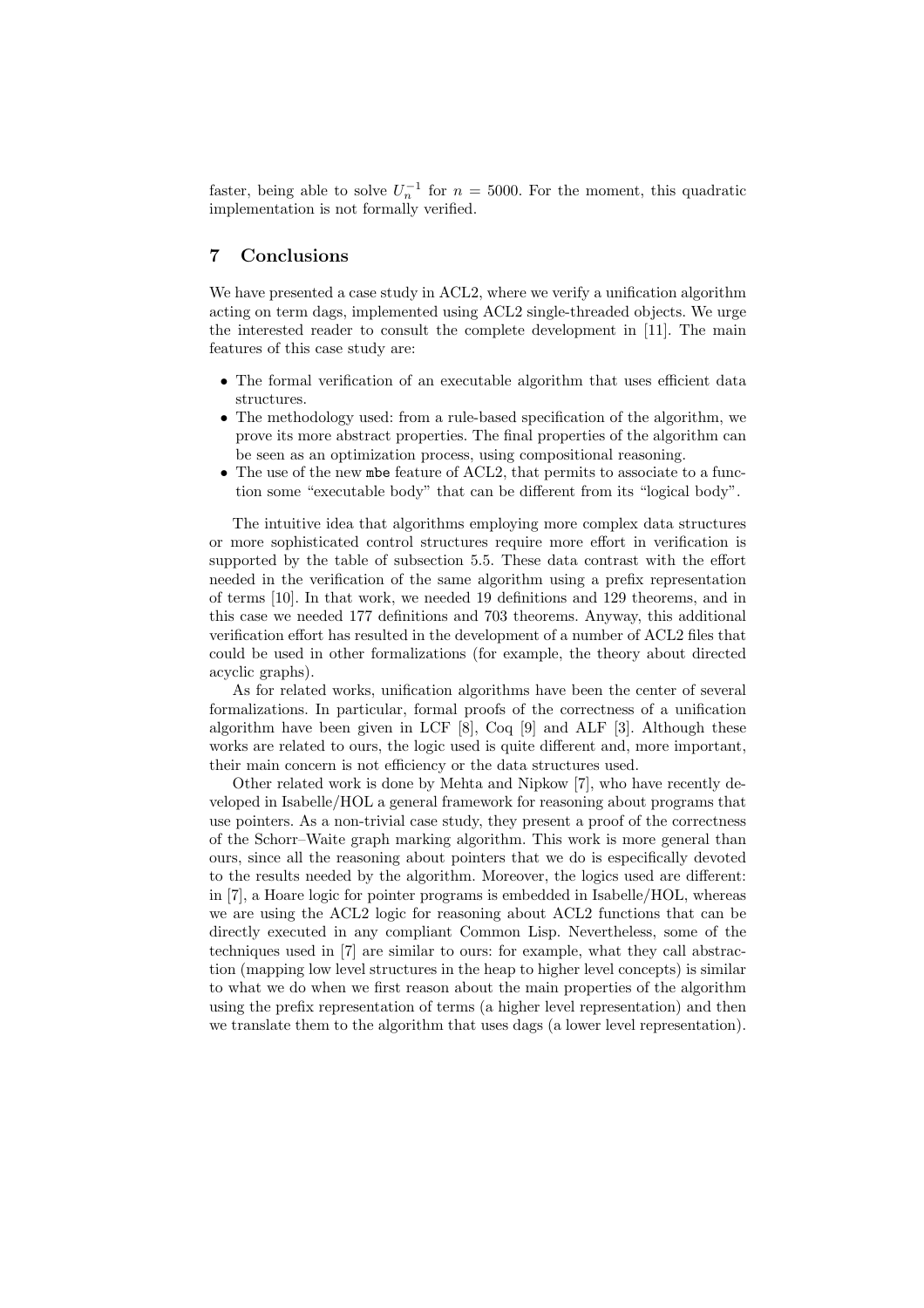faster, being able to solve $U_n^{-1}$ for $n = 5000$. For the moment, this quadratic implementation is not formally verified.

## 7 Conclusions

We have presented a case study in ACL2, where we verify a unification algorithm acting on term dags, implemented using ACL2 single-threaded objects. We urge the interested reader to consult the complete development in [11]. The main features of this case study are:

- The formal verification of an executable algorithm that uses efficient data structures.
- The methodology used: from a rule-based specification of the algorithm, we prove its more abstract properties. The final properties of the algorithm can be seen as an optimization process, using compositional reasoning.
- The use of the new `mbe` feature of ACL2, that permits to associate to a function some "executable body" that can be different from its "logical body".

The intuitive idea that algorithms employing more complex data structures or more sophisticated control structures require more effort in verification is supported by the table of subsection 5.5. These data contrast with the effort needed in the verification of the same algorithm using a prefix representation of terms [10]. In that work, we needed 19 definitions and 129 theorems, and in this case we needed 177 definitions and 703 theorems. Anyway, this additional verification effort has resulted in the development of a number of ACL2 files that could be used in other formalizations (for example, the theory about directed acyclic graphs).

As for related works, unification algorithms have been the center of several formalizations. In particular, formal proofs of the correctness of a unification algorithm have been given in LCF [8], Coq [9] and ALF [3]. Although these works are related to ours, the logic used is quite different and, more important, their main concern is not efficiency or the data structures used.

Other related work is done by Mehta and Nipkow [7], who have recently developed in Isabelle/HOL a general framework for reasoning about programs that use pointers. As a non-trivial case study, they present a proof of the correctness of the Schorr–Waite graph marking algorithm. This work is more general than ours, since all the reasoning about pointers that we do is especifically devoted to the results needed by the algorithm. Moreover, the logics used are different: in [7], a Hoare logic for pointer programs is embedded in Isabelle/HOL, whereas we are using the ACL2 logic for reasoning about ACL2 functions that can be directly executed in any compliant Common Lisp. Nevertheless, some of the techniques used in [7] are similar to ours: for example, what they call abstraction (mapping low level structures in the heap to higher level concepts) is similar to what we do when we first reason about the main properties of the algorithm using the prefix representation of terms (a higher level representation) and then we translate them to the algorithm that uses dags (a lower level representation).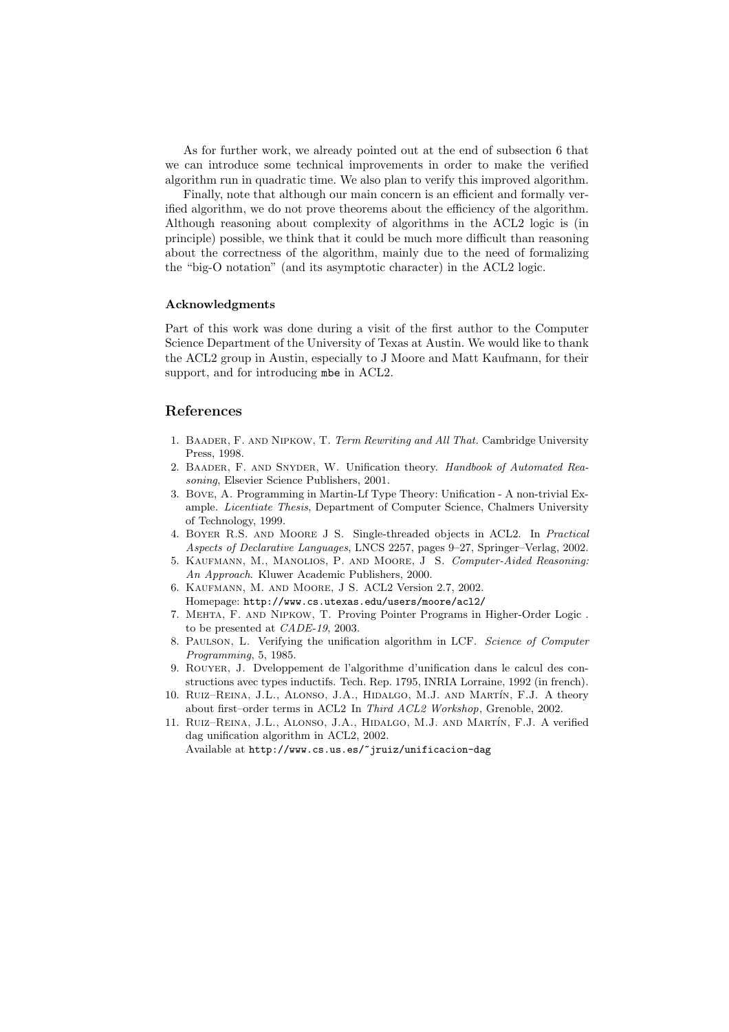As for further work, we already pointed out at the end of subsection 6 that we can introduce some technical improvements in order to make the verified algorithm run in quadratic time. We also plan to verify this improved algorithm.

Finally, note that although our main concern is an efficient and formally verified algorithm, we do not prove theorems about the efficiency of the algorithm. Although reasoning about complexity of algorithms in the ACL2 logic is (in principle) possible, we think that it could be much more difficult than reasoning about the correctness of the algorithm, mainly due to the need of formalizing the "big-O notation" (and its asymptotic character) in the ACL2 logic.

#### Acknowledgments

Part of this work was done during a visit of the first author to the Computer Science Department of the University of Texas at Austin. We would like to thank the ACL2 group in Austin, especially to J Moore and Matt Kaufmann, for their support, and for introducing `mbe` in ACL2.

## References

1. Baader, F. and Nipkow, T. *Term Rewriting and All That*. Cambridge University Press, 1998.
2. Baader, F. and Snyder, W. Unification theory. *Handbook of Automated Reasoning*, Elsevier Science Publishers, 2001.
3. Bove, A. Programming in Martin-Lf Type Theory: Unification - A non-trivial Example. *Licentiate Thesis*, Department of Computer Science, Chalmers University of Technology, 1999.
4. Boyer R.S. and Moore J S. Single-threaded objects in ACL2. In *Practical Aspects of Declarative Languages*, LNCS 2257, pages 9–27, Springer–Verlag, 2002.
5. Kaufmann, M., Manolios, P. and Moore, J S. *Computer-Aided Reasoning: An Approach*. Kluwer Academic Publishers, 2000.
6. Kaufmann, M. and Moore, J S. ACL2 Version 2.7, 2002. Homepage: `http://www.cs.utexas.edu/users/moore/acl2/`
7. Mehta, F. and Nipkow, T. Proving Pointer Programs in Higher-Order Logic . to be presented at *CADE-19*, 2003.
8. Paulson, L. Verifying the unification algorithm in LCF. *Science of Computer Programming*, 5, 1985.
9. Rouyer, J. Dveloppement de l'algorithme d'unification dans le calcul des constructions avec types inductifs. Tech. Rep. 1795, INRIA Lorraine, 1992 (in french).
10. Ruiz–Reina, J.L., Alonso, J.A., Hidalgo, M.J. and Martín, F.J. A theory about first–order terms in ACL2 In *Third ACL2 Workshop*, Grenoble, 2002.
11. Ruiz–Reina, J.L., Alonso, J.A., Hidalgo, M.J. and Martín, F.J. A verified dag unification algorithm in ACL2, 2002. Available at `http://www.cs.us.es/~jruiz/unificacion-dag`